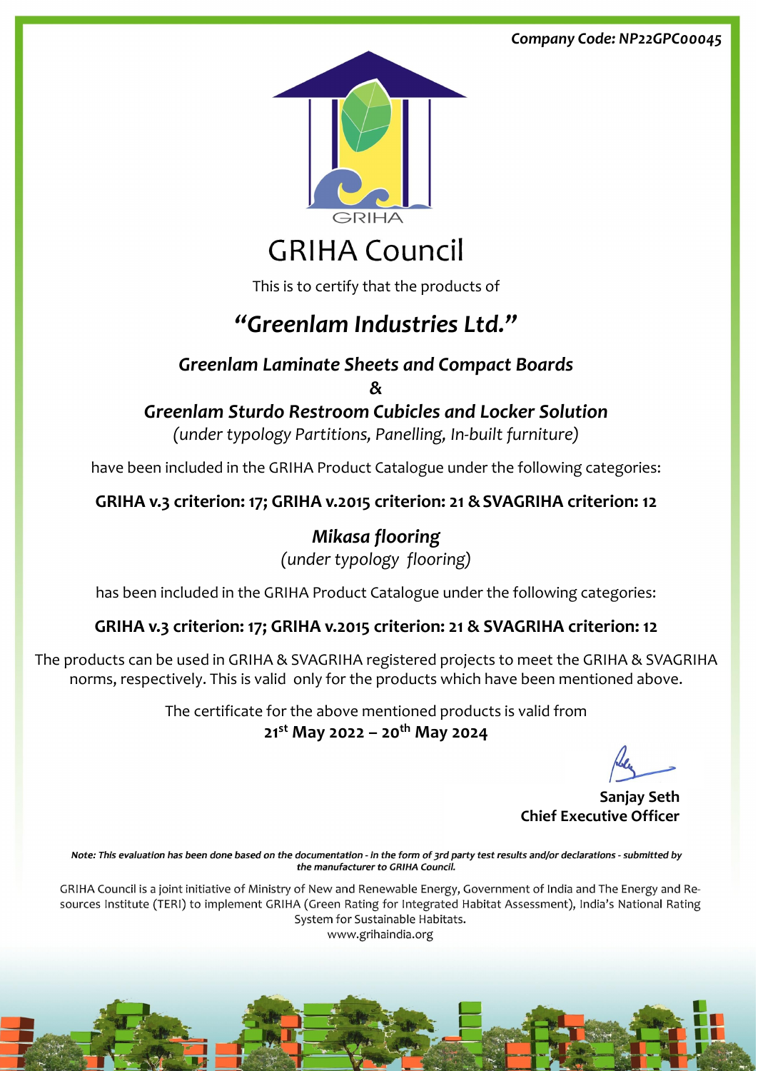***Company Code: NP22GPC00045***

GRIHA

# GRIHA Council

This is to certify that the products of

## *"Greenlam Industries Ltd."*

***Greenlam Laminate Sheets and Compact Boards***

***&***

***Greenlam Sturdo Restroom Cubicles and Locker Solution***

*(under typology Partitions, Panelling, In-built furniture)*

have been included in the GRIHA Product Catalogue under the following categories:

**GRIHA v.3 criterion: 17; GRIHA v.2015 criterion: 21 & SVAGRIHA criterion: 12**

***Mikasa flooring***

*(under typology flooring)*

has been included in the GRIHA Product Catalogue under the following categories:

**GRIHA v.3 criterion: 17; GRIHA v.2015 criterion: 21 & SVAGRIHA criterion: 12**

The products can be used in GRIHA & SVAGRIHA registered projects to meet the GRIHA & SVAGRIHA norms, respectively. This is valid only for the products which have been mentioned above.

The certificate for the above mentioned products is valid from

**21st May 2022 – 20th May 2024**

**Sanjay Seth**
**Chief Executive Officer**

***Note: This evaluation has been done based on the documentation - in the form of 3rd party test results and/or declarations - submitted by the manufacturer to GRIHA Council.***

GRIHA Council is a joint initiative of Ministry of New and Renewable Energy, Government of India and The Energy and Resources Institute (TERI) to implement GRIHA (Green Rating for Integrated Habitat Assessment), India's National Rating System for Sustainable Habitats.
www.grihaindia.org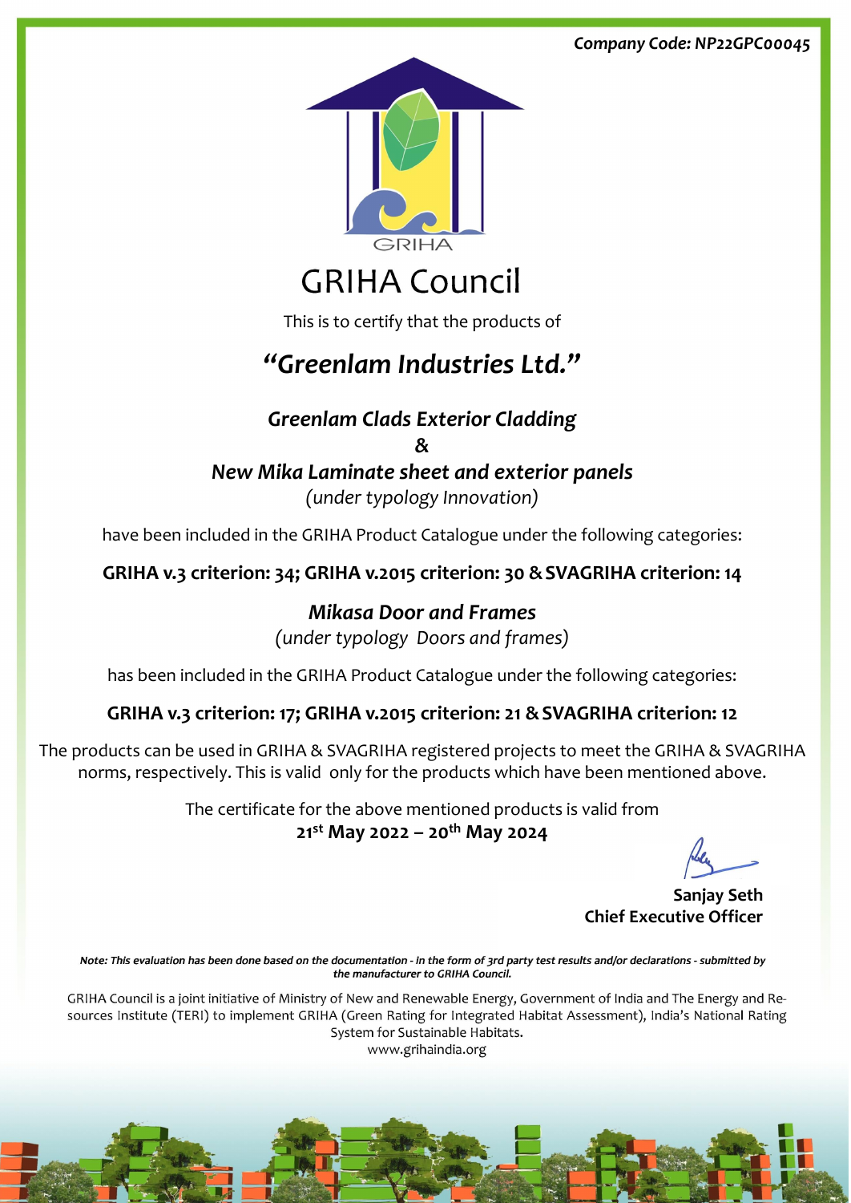*Company Code: NP22GPC00045*

GRIHA

# GRIHA Council

This is to certify that the products of

## *"Greenlam Industries Ltd."*

### *Greenlam Clads Exterior Cladding*
### *&*
### *New Mika Laminate sheet and exterior panels*

*(under typology Innovation)*

have been included in the GRIHA Product Catalogue under the following categories:

**GRIHA v.3 criterion: 34; GRIHA v.2015 criterion: 30 & SVAGRIHA criterion: 14**

### *Mikasa Door and Frames*

*(under typology Doors and frames)*

has been included in the GRIHA Product Catalogue under the following categories:

**GRIHA v.3 criterion: 17; GRIHA v.2015 criterion: 21 & SVAGRIHA criterion: 12**

The products can be used in GRIHA & SVAGRIHA registered projects to meet the GRIHA & SVAGRIHA norms, respectively. This is valid only for the products which have been mentioned above.

The certificate for the above mentioned products is valid from
**21st May 2022 – 20th May 2024**

**Sanjay Seth**
**Chief Executive Officer**

***Note: This evaluation has been done based on the documentation - in the form of 3rd party test results and/or declarations - submitted by the manufacturer to GRIHA Council.***

GRIHA Council is a joint initiative of Ministry of New and Renewable Energy, Government of India and The Energy and Resources Institute (TERI) to implement GRIHA (Green Rating for Integrated Habitat Assessment), India's National Rating System for Sustainable Habitats.
www.grihaindia.org